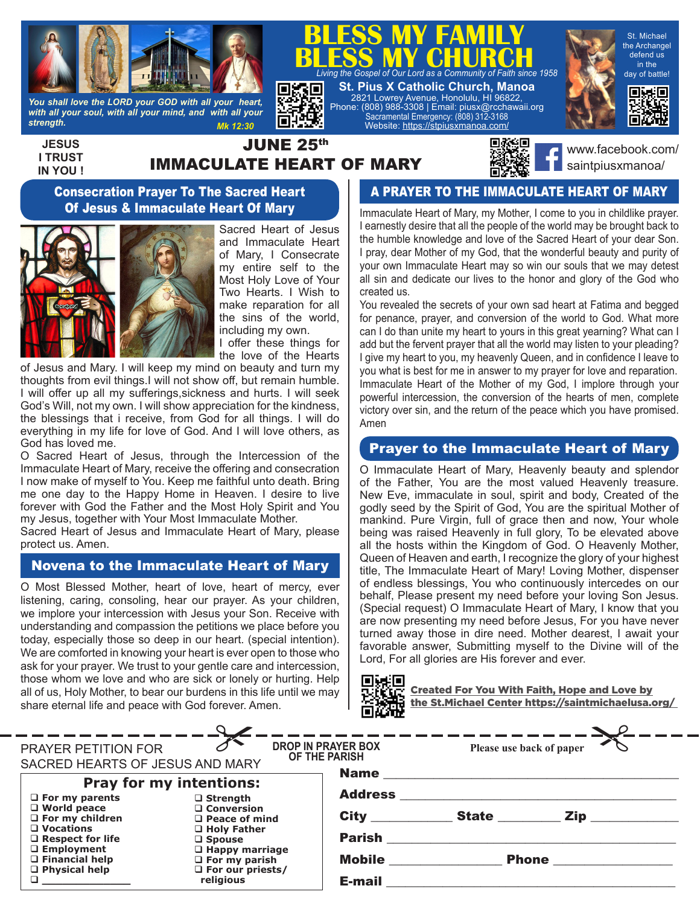# BLESS MY FAMILY
# BLESS MY CHURCH

*Living the Gospel of Our Lord as a Community of Faith since 1958*

*You shall love the LORD your GOD with all your heart, with all your soul, with all your mind, and with all your strength.* *Mk 12:30*

**St. Pius X Catholic Church, Manoa**
2821 Lowrey Avenue, Honolulu, HI 96822,
Phone: (808) 988-3308 | Email: piusx@rcchawaii.org
Sacramental Emergency: (808) 312-3168
Website: https://stpiusxmanoa.com/

St. Michael the Archangel defend us in the day of battle!

**JESUS I TRUST IN YOU !**

## JUNE 25th
## IMMACULATE HEART OF MARY

www.facebook.com/saintpiusxmanoa/

## Consecration Prayer To The Sacred Heart Of Jesus & Immaculate Heart Of Mary

Sacred Heart of Jesus and Immaculate Heart of Mary, I Consecrate my entire self to the Most Holy Love of Your Two Hearts. I Wish to make reparation for all the sins of the world, including my own.
I offer these things for the love of the Hearts of Jesus and Mary. I will keep my mind on beauty and turn my thoughts from evil things.I will not show off, but remain humble. I will offer up all my sufferings,sickness and hurts. I will seek God's Will, not my own. I will show appreciation for the kindness, the blessings that i receive, from God for all things. I will do everything in my life for love of God. And I will love others, as God has loved me.
O Sacred Heart of Jesus, through the Intercession of the Immaculate Heart of Mary, receive the offering and consecration I now make of myself to You. Keep me faithful unto death. Bring me one day to the Happy Home in Heaven. I desire to live forever with God the Father and the Most Holy Spirit and You my Jesus, together with Your Most Immaculate Mother.
Sacred Heart of Jesus and Immaculate Heart of Mary, please protect us. Amen.

## Novena to the Immaculate Heart of Mary

O Most Blessed Mother, heart of love, heart of mercy, ever listening, caring, consoling, hear our prayer. As your children, we implore your intercession with Jesus your Son. Receive with understanding and compassion the petitions we place before you today, especially those so deep in our heart. (special intention). We are comforted in knowing your heart is ever open to those who ask for your prayer. We trust to your gentle care and intercession, those whom we love and who are sick or lonely or hurting. Help all of us, Holy Mother, to bear our burdens in this life until we may share eternal life and peace with God forever. Amen.

## A PRAYER TO THE IMMACULATE HEART OF MARY

Immaculate Heart of Mary, my Mother, I come to you in childlike prayer. I earnestly desire that all the people of the world may be brought back to the humble knowledge and love of the Sacred Heart of your dear Son. I pray, dear Mother of my God, that the wonderful beauty and purity of your own Immaculate Heart may so win our souls that we may detest all sin and dedicate our lives to the honor and glory of the God who created us.
You revealed the secrets of your own sad heart at Fatima and begged for penance, prayer, and conversion of the world to God. What more can I do than unite my heart to yours in this great yearning? What can I add but the fervent prayer that all the world may listen to your pleading? I give my heart to you, my heavenly Queen, and in confidence I leave to you what is best for me in answer to my prayer for love and reparation. Immaculate Heart of the Mother of my God, I implore through your powerful intercession, the conversion of the hearts of men, complete victory over sin, and the return of the peace which you have promised. Amen

## Prayer to the Immaculate Heart of Mary

O Immaculate Heart of Mary, Heavenly beauty and splendor of the Father, You are the most valued Heavenly treasure. New Eve, immaculate in soul, spirit and body, Created of the godly seed by the Spirit of God, You are the spiritual Mother of mankind. Pure Virgin, full of grace then and now, Your whole being was raised Heavenly in full glory, To be elevated above all the hosts within the Kingdom of God. O Heavenly Mother, Queen of Heaven and earth, I recognize the glory of your highest title, The Immaculate Heart of Mary! Loving Mother, dispenser of endless blessings, You who continuously intercedes on our behalf, Please present my need before your loving Son Jesus. (Special request) O Immaculate Heart of Mary, I know that you are now presenting my need before Jesus, For you have never turned away those in dire need. Mother dearest, I await your favorable answer, Submitting myself to the Divine will of the Lord, For all glories are His forever and ever.

**Created For You With Faith, Hope and Love by the St.Michael Center https://saintmichaelusa.org/**

---

PRAYER PETITION FOR SACRED HEARTS OF JESUS AND MARY

**DROP IN PRAYER BOX OF THE PARISH**

**Please use back of paper**

### Pray for my intentions:

- ❑ For my parents
- ❑ World peace
- ❑ For my children
- ❑ Vocations
- ❑ Respect for life
- ❑ Employment
- ❑ Financial help
- ❑ Physical help
- ❑ ______________
- ❑ Strength
- ❑ Conversion
- ❑ Peace of mind
- ❑ Holy Father
- ❑ Spouse
- ❑ Happy marriage
- ❑ For my parish
- ❑ For our priests/ religious

**Name** ______________________________

**Address** ______________________________

**City** ____________ **State** __________ **Zip** ____________

**Parish** ______________________________

**Mobile** ________________ **Phone** ________________

**E-mail** ______________________________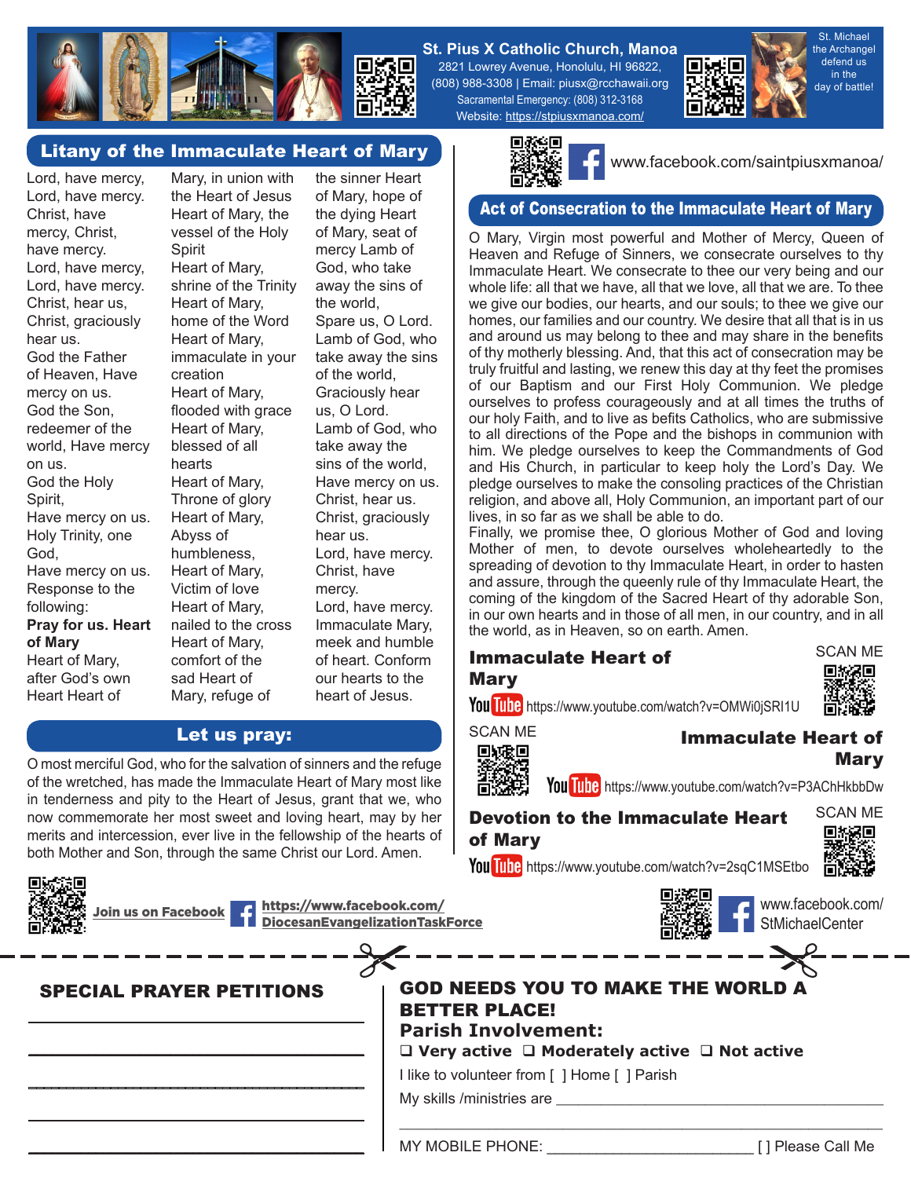**St. Pius X Catholic Church, Manoa**
2821 Lowrey Avenue, Honolulu, HI 96822,
(808) 988-3308 | Email: piusx@rcchawaii.org
Sacramental Emergency: (808) 312-3168
Website: https://stpiusxmanoa.com/

St. Michael the Archangel defend us in the day of battle!

## Litany of the Immaculate Heart of Mary

Lord, have mercy,
Lord, have mercy.
Christ, have mercy, Christ, have mercy.
Lord, have mercy,
Lord, have mercy.
Christ, hear us,
Christ, graciously hear us.
God the Father of Heaven, Have mercy on us.
God the Son, redeemer of the world, Have mercy on us.
God the Holy Spirit,
Have mercy on us.
Holy Trinity, one God,
Have mercy on us.
Response to the following:
**Pray for us. Heart of Mary**
Heart of Mary, after God's own Heart Heart of Mary, in union with the Heart of Jesus
Heart of Mary, the vessel of the Holy Spirit
Heart of Mary, shrine of the Trinity
Heart of Mary, home of the Word
Heart of Mary, immaculate in your creation
Heart of Mary, flooded with grace
Heart of Mary, blessed of all hearts
Heart of Mary, Throne of glory
Heart of Mary, Abyss of humbleness,
Heart of Mary, Victim of love
Heart of Mary, nailed to the cross
Heart of Mary, comfort of the sad Heart of Mary, refuge of the sinner Heart of Mary, hope of the dying Heart of Mary, seat of mercy Lamb of God, who take away the sins of the world,
Spare us, O Lord.
Lamb of God, who take away the sins of the world,
Graciously hear us, O Lord.
Lamb of God, who take away the sins of the world,
Have mercy on us.
Christ, hear us.
Christ, graciously hear us.
Lord, have mercy.
Christ, have mercy.
Lord, have mercy.
Immaculate Mary, meek and humble of heart. Conform our hearts to the heart of Jesus.

## Let us pray:

O most merciful God, who for the salvation of sinners and the refuge of the wretched, has made the Immaculate Heart of Mary most like in tenderness and pity to the Heart of Jesus, grant that we, who now commemorate her most sweet and loving heart, may by her merits and intercession, ever live in the fellowship of the hearts of both Mother and Son, through the same Christ our Lord. Amen.

Join us on Facebook https://www.facebook.com/DiocesanEvangelizationTaskForce

www.facebook.com/saintpiusxmanoa/

## Act of Consecration to the Immaculate Heart of Mary

O Mary, Virgin most powerful and Mother of Mercy, Queen of Heaven and Refuge of Sinners, we consecrate ourselves to thy Immaculate Heart. We consecrate to thee our very being and our whole life: all that we have, all that we love, all that we are. To thee we give our bodies, our hearts, and our souls; to thee we give our homes, our families and our country. We desire that all that is in us and around us may belong to thee and may share in the benefits of thy motherly blessing. And, that this act of consecration may be truly fruitful and lasting, we renew this day at thy feet the promises of our Baptism and our First Holy Communion. We pledge ourselves to profess courageously and at all times the truths of our holy Faith, and to live as befits Catholics, who are submissive to all directions of the Pope and the bishops in communion with him. We pledge ourselves to keep the Commandments of God and His Church, in particular to keep holy the Lord's Day. We pledge ourselves to make the consoling practices of the Christian religion, and above all, Holy Communion, an important part of our lives, in so far as we shall be able to do.
Finally, we promise thee, O glorious Mother of God and loving Mother of men, to devote ourselves wholeheartedly to the spreading of devotion to thy Immaculate Heart, in order to hasten and assure, through the queenly rule of thy Immaculate Heart, the coming of the kingdom of the Sacred Heart of thy adorable Son, in our own hearts and in those of all men, in our country, and in all the world, as in Heaven, so on earth. Amen.

### Immaculate Heart of Mary
SCAN ME
YouTube https://www.youtube.com/watch?v=OMWi0jSRI1U

### Immaculate Heart of Mary
SCAN ME
YouTube https://www.youtube.com/watch?v=P3AChHkbbDw

### Devotion to the Immaculate Heart of Mary
SCAN ME
YouTube https://www.youtube.com/watch?v=2sqC1MSEtbo

www.facebook.com/StMichaelCenter

## SPECIAL PRAYER PETITIONS

______________________________

______________________________

______________________________

______________________________

______________________________

## GOD NEEDS YOU TO MAKE THE WORLD A BETTER PLACE!

## Parish Involvement:

❑ **Very active** ❑ **Moderately active** ❑ **Not active**

I like to volunteer from [ ] Home [ ] Parish

My skills /ministries are ______________________________

______________________________

MY MOBILE PHONE: ______________________ [ ] Please Call Me